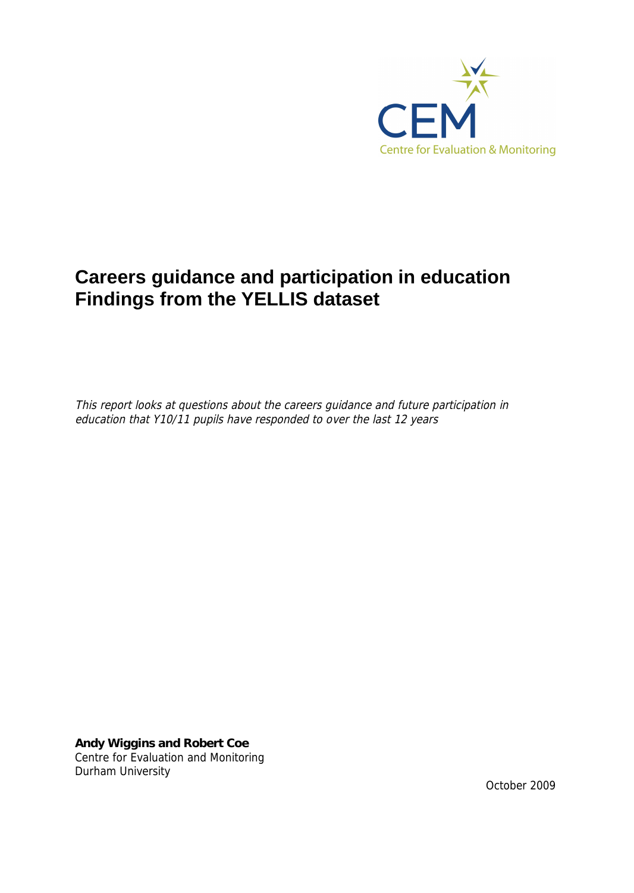CEM

Centre for Evaluation & Monitoring

# Careers guidance and participation in education
# Findings from the YELLIS dataset

*This report looks at questions about the careers guidance and future participation in education that Y10/11 pupils have responded to over the last 12 years*

**Andy Wiggins and Robert Coe**
Centre for Evaluation and Monitoring
Durham University

October 2009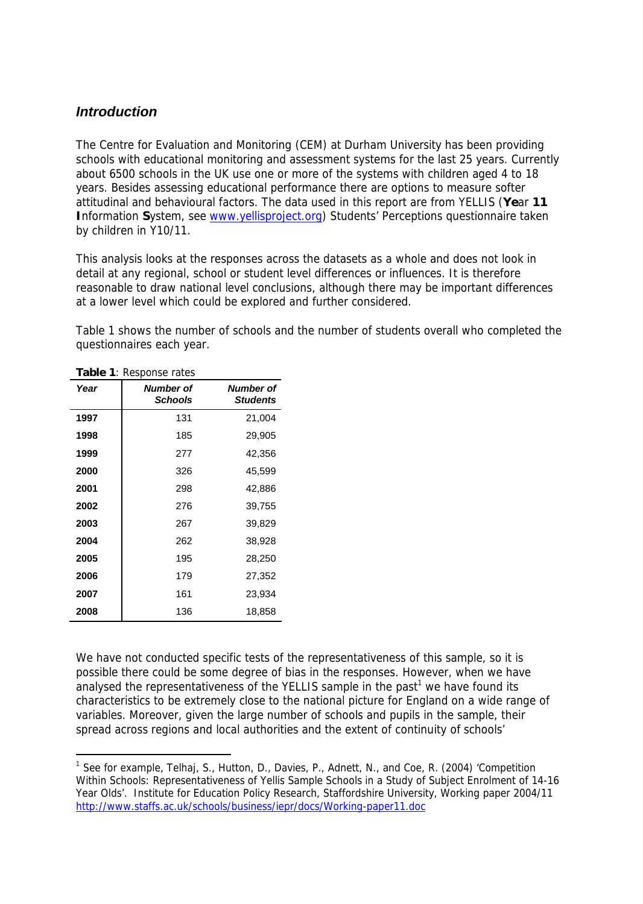## *Introduction*

The Centre for Evaluation and Monitoring (CEM) at Durham University has been providing schools with educational monitoring and assessment systems for the last 25 years. Currently about 6500 schools in the UK use one or more of the systems with children aged 4 to 18 years. Besides assessing educational performance there are options to measure softer attitudinal and behavioural factors. The data used in this report are from YELLIS (**Ye**ar **11** **I**nformation **S**ystem, see [www.yellisproject.org](www.yellisproject.org)) Students' Perceptions questionnaire taken by children in Y10/11.

This analysis looks at the responses across the datasets as a whole and does not look in detail at any regional, school or student level differences or influences. It is therefore reasonable to draw national level conclusions, although there may be important differences at a lower level which could be explored and further considered.

Table 1 shows the number of schools and the number of students overall who completed the questionnaires each year.

**Table 1**: Response rates

| *Year* | *Number of Schools* | *Number of Students* |
|---|---|---|
| **1997** | 131 | 21,004 |
| **1998** | 185 | 29,905 |
| **1999** | 277 | 42,356 |
| **2000** | 326 | 45,599 |
| **2001** | 298 | 42,886 |
| **2002** | 276 | 39,755 |
| **2003** | 267 | 39,829 |
| **2004** | 262 | 38,928 |
| **2005** | 195 | 28,250 |
| **2006** | 179 | 27,352 |
| **2007** | 161 | 23,934 |
| **2008** | 136 | 18,858 |

We have not conducted specific tests of the representativeness of this sample, so it is possible there could be some degree of bias in the responses. However, when we have analysed the representativeness of the YELLIS sample in the past[1] we have found its characteristics to be extremely close to the national picture for England on a wide range of variables. Moreover, given the large number of schools and pupils in the sample, their spread across regions and local authorities and the extent of continuity of schools'

---

[1] See for example, Telhaj, S., Hutton, D., Davies, P., Adnett, N., and Coe, R. (2004) 'Competition Within Schools: Representativeness of Yellis Sample Schools in a Study of Subject Enrolment of 14-16 Year Olds'. Institute for Education Policy Research, Staffordshire University, Working paper 2004/11 [http://www.staffs.ac.uk/schools/business/iepr/docs/Working-paper11.doc](http://www.staffs.ac.uk/schools/business/iepr/docs/Working-paper11.doc)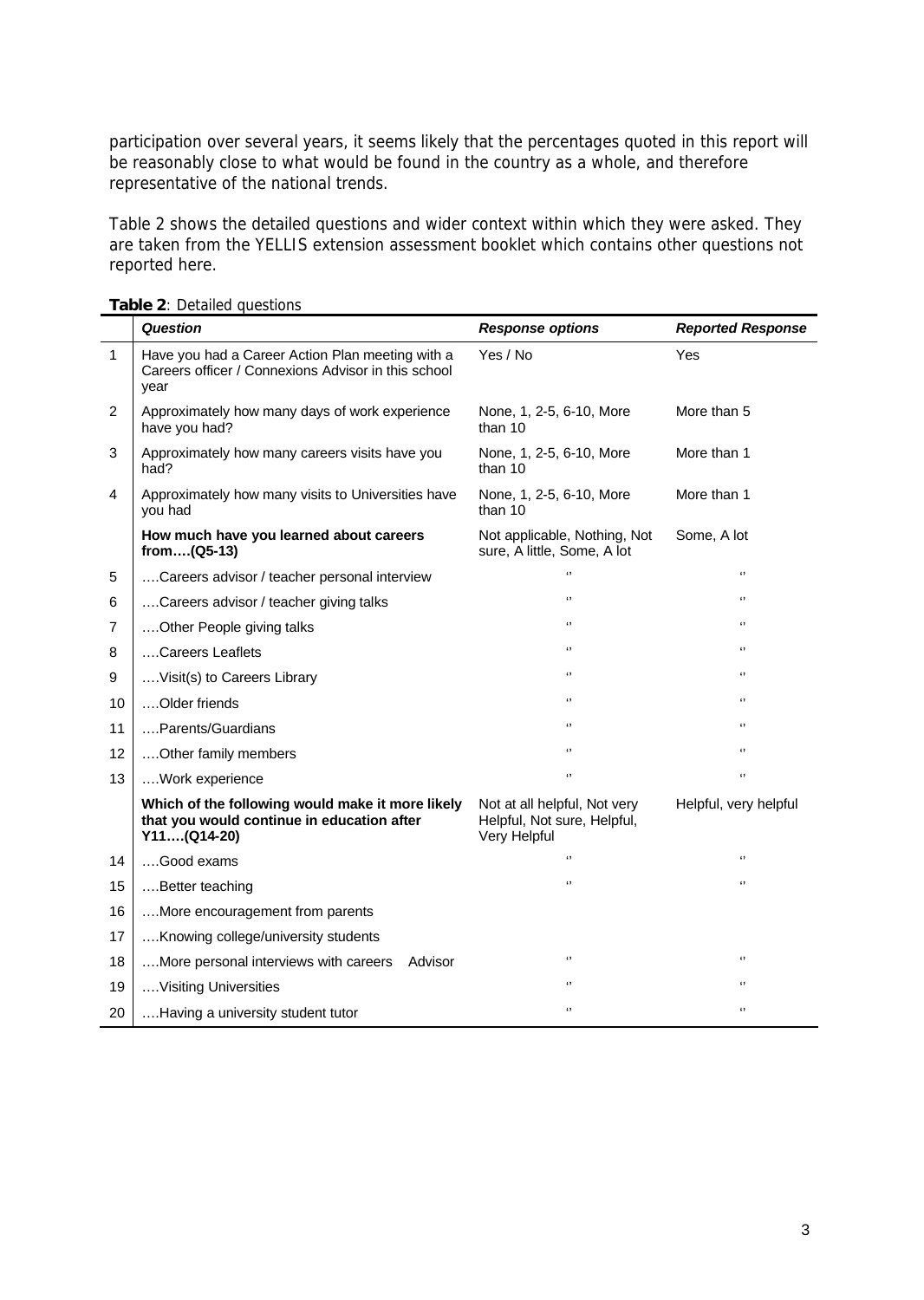participation over several years, it seems likely that the percentages quoted in this report will be reasonably close to what would be found in the country as a whole, and therefore representative of the national trends.

Table 2 shows the detailed questions and wider context within which they were asked. They are taken from the YELLIS extension assessment booklet which contains other questions not reported here.

**Table 2**: Detailed questions

| | ***Question*** | ***Response options*** | ***Reported Response*** |
|---|---|---|---|
| 1 | Have you had a Career Action Plan meeting with a Careers officer / Connexions Advisor in this school year | Yes / No | Yes |
| 2 | Approximately how many days of work experience have you had? | None, 1, 2-5, 6-10, More than 10 | More than 5 |
| 3 | Approximately how many careers visits have you had? | None, 1, 2-5, 6-10, More than 10 | More than 1 |
| 4 | Approximately how many visits to Universities have you had | None, 1, 2-5, 6-10, More than 10 | More than 1 |
| | **How much have you learned about careers from….(Q5-13)** | Not applicable, Nothing, Not sure, A little, Some, A lot | Some, A lot |
| 5 | ….Careers advisor / teacher personal interview | '' | '' |
| 6 | ….Careers advisor / teacher giving talks | '' | '' |
| 7 | ….Other People giving talks | '' | '' |
| 8 | ….Careers Leaflets | '' | '' |
| 9 | ….Visit(s) to Careers Library | '' | '' |
| 10 | ….Older friends | '' | '' |
| 11 | ….Parents/Guardians | '' | '' |
| 12 | ….Other family members | '' | '' |
| 13 | ….Work experience | '' | '' |
| | **Which of the following would make it more likely that you would continue in education after Y11….(Q14-20)** | Not at all helpful, Not very Helpful, Not sure, Helpful, Very Helpful | Helpful, very helpful |
| 14 | ….Good exams | '' | '' |
| 15 | ….Better teaching | '' | '' |
| 16 | ….More encouragement from parents | | |
| 17 | ….Knowing college/university students | | |
| 18 | ….More personal interviews with careers Advisor | '' | '' |
| 19 | ….Visiting Universities | '' | '' |
| 20 | ….Having a university student tutor | '' | '' |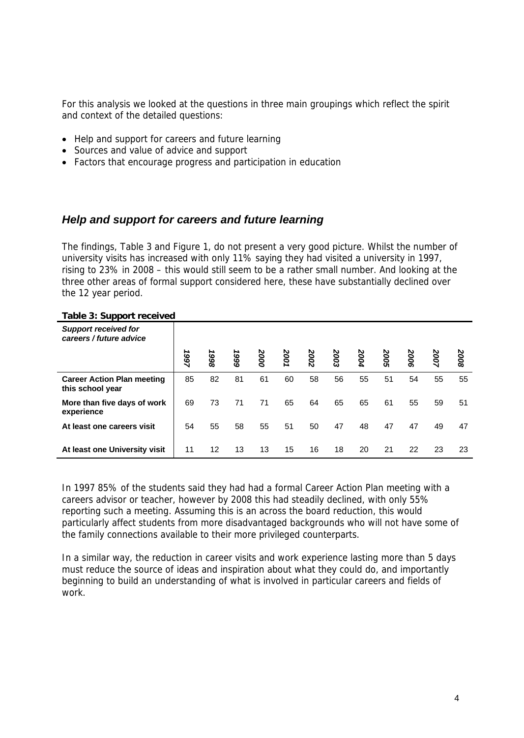For this analysis we looked at the questions in three main groupings which reflect the spirit and context of the detailed questions:

- Help and support for careers and future learning
- Sources and value of advice and support
- Factors that encourage progress and participation in education

## *Help and support for careers and future learning*

The findings, Table 3 and Figure 1, do not present a very good picture. Whilst the number of university visits has increased with only 11% saying they had visited a university in 1997, rising to 23% in 2008 – this would still seem to be a rather small number. And looking at the three other areas of formal support considered here, these have substantially declined over the 12 year period.

**Table 3: Support received**

| *Support received for careers / future advice* | *1997* | *1998* | *1999* | *2000* | *2001* | *2002* | *2003* | *2004* | *2005* | *2006* | *2007* | *2008* |
|---|---|---|---|---|---|---|---|---|---|---|---|---|
| **Career Action Plan meeting this school year** | 85 | 82 | 81 | 61 | 60 | 58 | 56 | 55 | 51 | 54 | 55 | 55 |
| **More than five days of work experience** | 69 | 73 | 71 | 71 | 65 | 64 | 65 | 65 | 61 | 55 | 59 | 51 |
| **At least one careers visit** | 54 | 55 | 58 | 55 | 51 | 50 | 47 | 48 | 47 | 47 | 49 | 47 |
| **At least one University visit** | 11 | 12 | 13 | 13 | 15 | 16 | 18 | 20 | 21 | 22 | 23 | 23 |

In 1997 85% of the students said they had had a formal Career Action Plan meeting with a careers advisor or teacher, however by 2008 this had steadily declined, with only 55% reporting such a meeting. Assuming this is an across the board reduction, this would particularly affect students from more disadvantaged backgrounds who will not have some of the family connections available to their more privileged counterparts.

In a similar way, the reduction in career visits and work experience lasting more than 5 days must reduce the source of ideas and inspiration about what they could do, and importantly beginning to build an understanding of what is involved in particular careers and fields of work.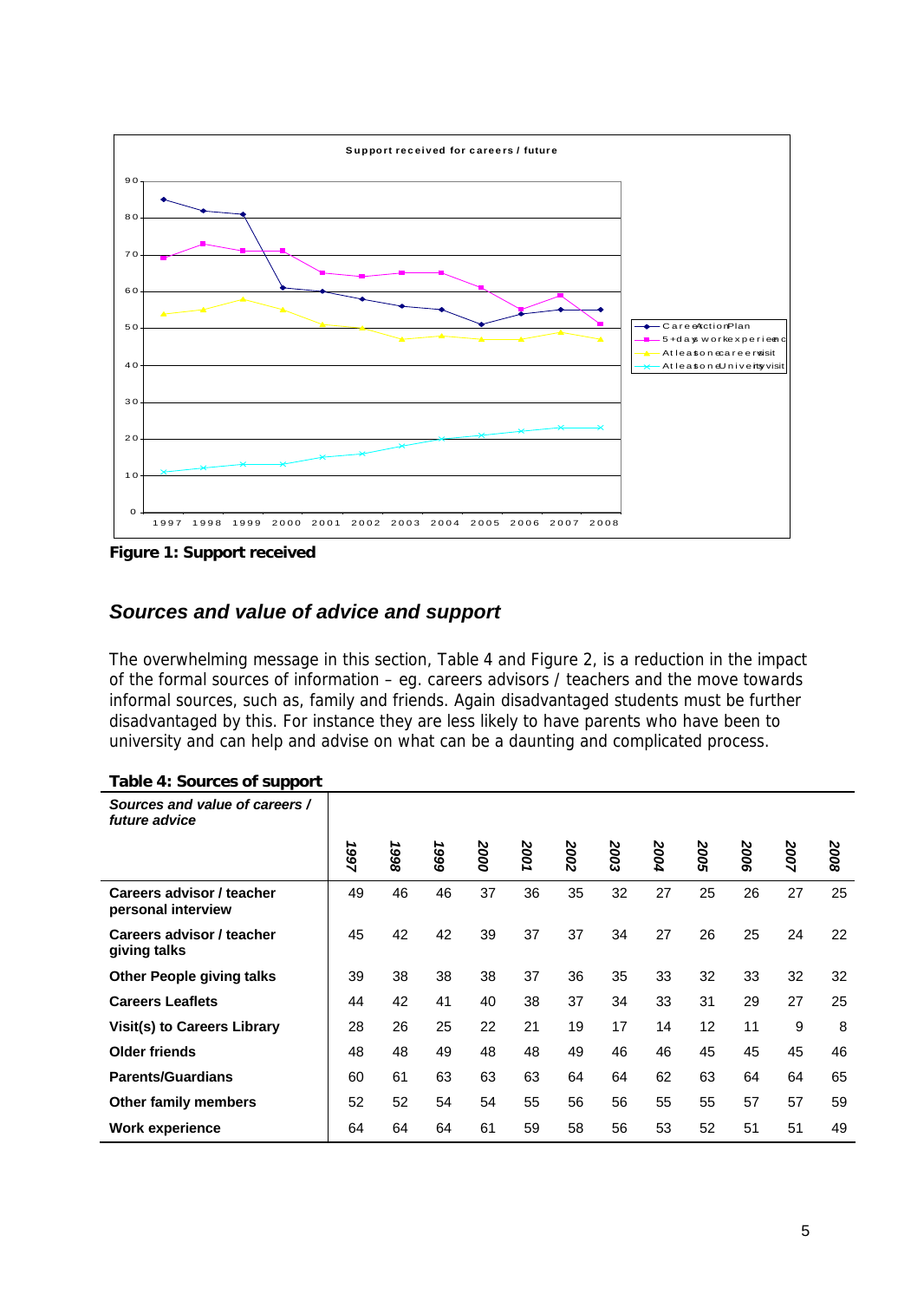**Figure 1: Support received**

## *Sources and value of advice and support*

The overwhelming message in this section, Table 4 and Figure 2, is a reduction in the impact of the formal sources of information – eg. careers advisors / teachers and the move towards informal sources, such as, family and friends. Again disadvantaged students must be further disadvantaged by this. For instance they are less likely to have parents who have been to university and can help and advise on what can be a daunting and complicated process.

**Table 4: Sources of support**

| *Sources and value of careers / future advice* | 1997 | 1998 | 1999 | 2000 | 2001 | 2002 | 2003 | 2004 | 2005 | 2006 | 2007 | 2008 |
|---|---|---|---|---|---|---|---|---|---|---|---|---|
| **Careers advisor / teacher personal interview** | 49 | 46 | 46 | 37 | 36 | 35 | 32 | 27 | 25 | 26 | 27 | 25 |
| **Careers advisor / teacher giving talks** | 45 | 42 | 42 | 39 | 37 | 37 | 34 | 27 | 26 | 25 | 24 | 22 |
| **Other People giving talks** | 39 | 38 | 38 | 38 | 37 | 36 | 35 | 33 | 32 | 33 | 32 | 32 |
| **Careers Leaflets** | 44 | 42 | 41 | 40 | 38 | 37 | 34 | 33 | 31 | 29 | 27 | 25 |
| **Visit(s) to Careers Library** | 28 | 26 | 25 | 22 | 21 | 19 | 17 | 14 | 12 | 11 | 9 | 8 |
| **Older friends** | 48 | 48 | 49 | 48 | 48 | 49 | 46 | 46 | 45 | 45 | 45 | 46 |
| **Parents/Guardians** | 60 | 61 | 63 | 63 | 63 | 64 | 64 | 62 | 63 | 64 | 64 | 65 |
| **Other family members** | 52 | 52 | 54 | 54 | 55 | 56 | 56 | 55 | 55 | 57 | 57 | 59 |
| **Work experience** | 64 | 64 | 64 | 61 | 59 | 58 | 56 | 53 | 52 | 51 | 51 | 49 |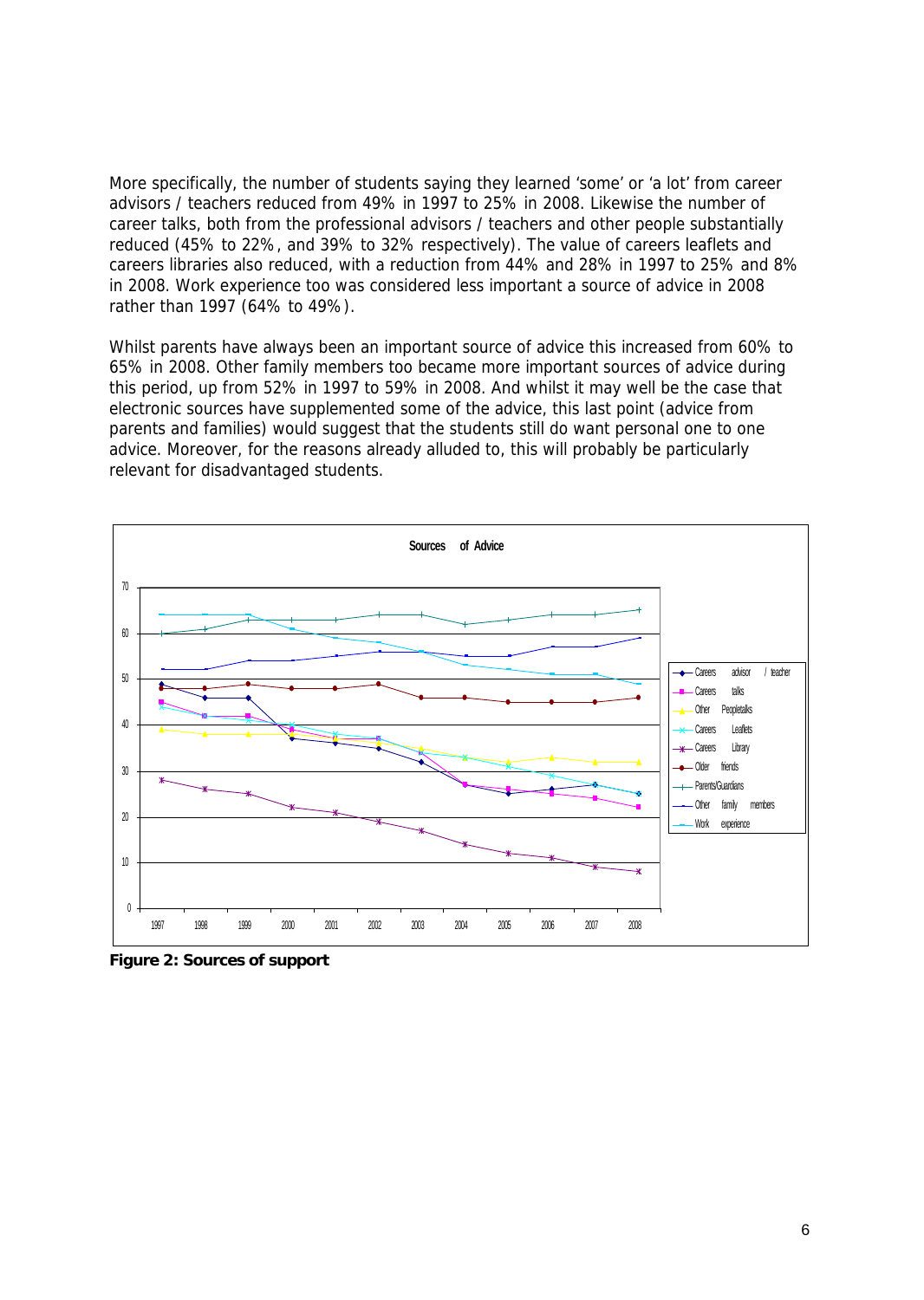More specifically, the number of students saying they learned 'some' or 'a lot' from career advisors / teachers reduced from 49% in 1997 to 25% in 2008. Likewise the number of career talks, both from the professional advisors / teachers and other people substantially reduced (45% to 22%, and 39% to 32% respectively). The value of careers leaflets and careers libraries also reduced, with a reduction from 44% and 28% in 1997 to 25% and 8% in 2008. Work experience too was considered less important a source of advice in 2008 rather than 1997 (64% to 49%).

Whilst parents have always been an important source of advice this increased from 60% to 65% in 2008. Other family members too became more important sources of advice during this period, up from 52% in 1997 to 59% in 2008. And whilst it may well be the case that electronic sources have supplemented some of the advice, this last point (advice from parents and families) would suggest that the students still do want personal one to one advice. Moreover, for the reasons already alluded to, this will probably be particularly relevant for disadvantaged students.

**Figure 2: Sources of support**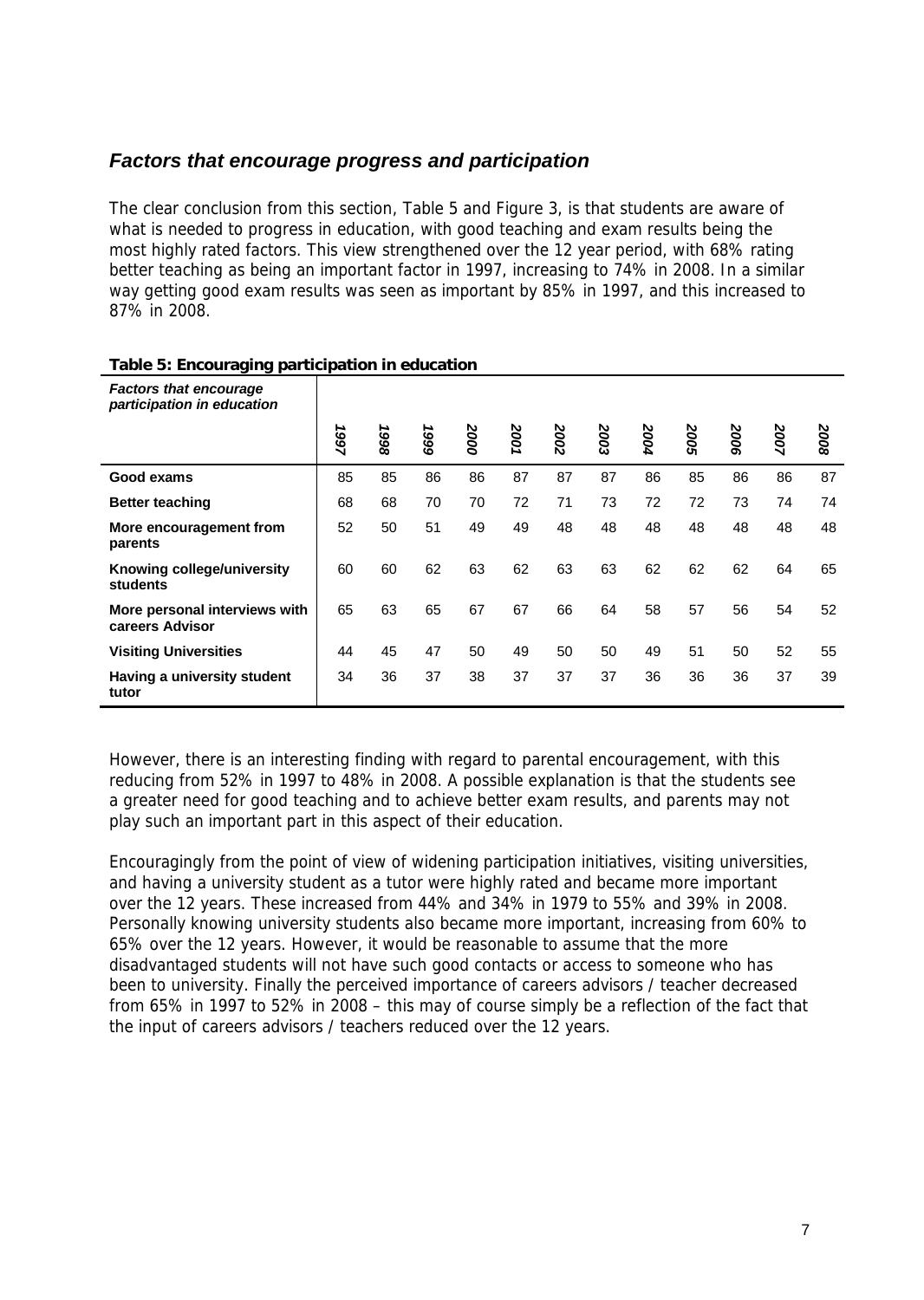## *Factors that encourage progress and participation*

The clear conclusion from this section, Table 5 and Figure 3, is that students are aware of what is needed to progress in education, with good teaching and exam results being the most highly rated factors. This view strengthened over the 12 year period, with 68% rating better teaching as being an important factor in 1997, increasing to 74% in 2008. In a similar way getting good exam results was seen as important by 85% in 1997, and this increased to 87% in 2008.

**Table 5: Encouraging participation in education**

| *Factors that encourage participation in education* | 1997 | 1998 | 1999 | 2000 | 2001 | 2002 | 2003 | 2004 | 2005 | 2006 | 2007 | 2008 |
|---|---|---|---|---|---|---|---|---|---|---|---|---|
| **Good exams** | 85 | 85 | 86 | 86 | 87 | 87 | 87 | 86 | 85 | 86 | 86 | 87 |
| **Better teaching** | 68 | 68 | 70 | 70 | 72 | 71 | 73 | 72 | 72 | 73 | 74 | 74 |
| **More encouragement from parents** | 52 | 50 | 51 | 49 | 49 | 48 | 48 | 48 | 48 | 48 | 48 | 48 |
| **Knowing college/university students** | 60 | 60 | 62 | 63 | 62 | 63 | 63 | 62 | 62 | 62 | 64 | 65 |
| **More personal interviews with careers Advisor** | 65 | 63 | 65 | 67 | 67 | 66 | 64 | 58 | 57 | 56 | 54 | 52 |
| **Visiting Universities** | 44 | 45 | 47 | 50 | 49 | 50 | 50 | 49 | 51 | 50 | 52 | 55 |
| **Having a university student tutor** | 34 | 36 | 37 | 38 | 37 | 37 | 37 | 36 | 36 | 36 | 37 | 39 |

However, there is an interesting finding with regard to parental encouragement, with this reducing from 52% in 1997 to 48% in 2008. A possible explanation is that the students see a greater need for good teaching and to achieve better exam results, and parents may not play such an important part in this aspect of their education.

Encouragingly from the point of view of widening participation initiatives, visiting universities, and having a university student as a tutor were highly rated and became more important over the 12 years. These increased from 44% and 34% in 1979 to 55% and 39% in 2008. Personally knowing university students also became more important, increasing from 60% to 65% over the 12 years. However, it would be reasonable to assume that the more disadvantaged students will not have such good contacts or access to someone who has been to university. Finally the perceived importance of careers advisors / teacher decreased from 65% in 1997 to 52% in 2008 – this may of course simply be a reflection of the fact that the input of careers advisors / teachers reduced over the 12 years.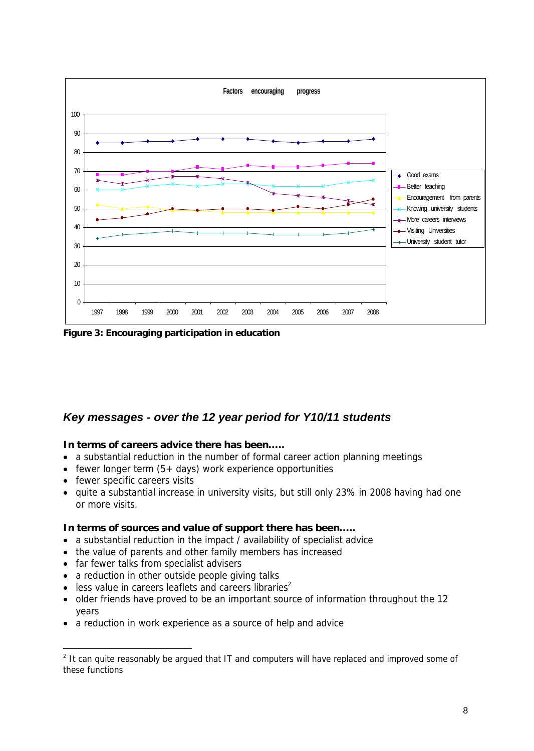Figure 3: Encouraging participation in education

## *Key messages - over the 12 year period for Y10/11 students*

**In terms of careers advice there has been.....**

- a substantial reduction in the number of formal career action planning meetings
- fewer longer term (5+ days) work experience opportunities
- fewer specific careers visits
- quite a substantial increase in university visits, but still only 23% in 2008 having had one or more visits.

**In terms of sources and value of support there has been.....**

- a substantial reduction in the impact / availability of specialist advice
- the value of parents and other family members has increased
- far fewer talks from specialist advisers
- a reduction in other outside people giving talks
- less value in careers leaflets and careers libraries[2]
- older friends have proved to be an important source of information throughout the 12 years
- a reduction in work experience as a source of help and advice

---

[2] It can quite reasonably be argued that IT and computers will have replaced and improved some of these functions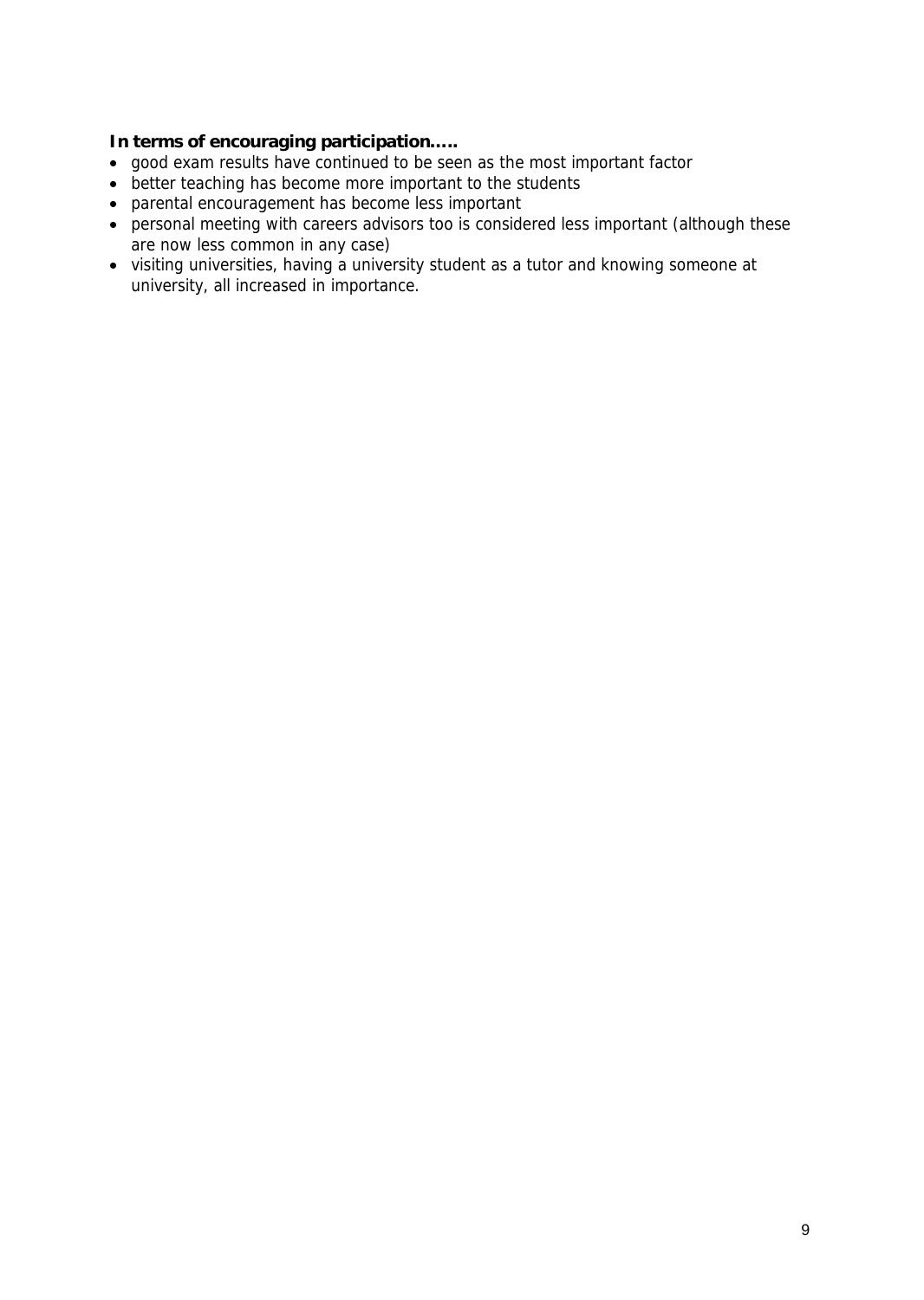**In terms of encouraging participation…..**

- good exam results have continued to be seen as the most important factor
- better teaching has become more important to the students
- parental encouragement has become less important
- personal meeting with careers advisors too is considered less important (although these are now less common in any case)
- visiting universities, having a university student as a tutor and knowing someone at university, all increased in importance.